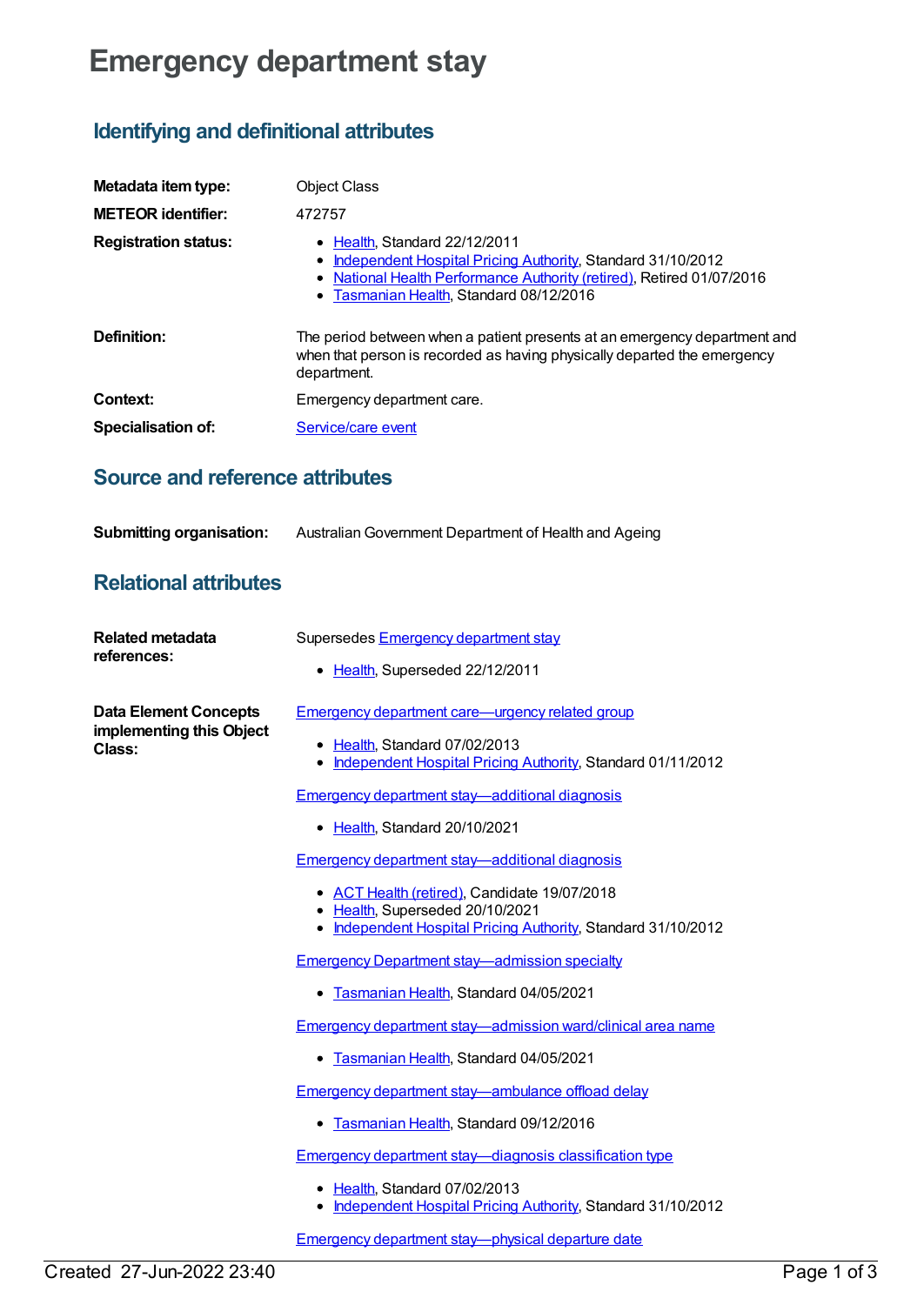# Emergency department stay

## Identifying and definitional attributes

**Metadata item type:** Object Class

**METEOR identifier:** 472757

**Registration status:**
- Health, Standard 22/12/2011
- Independent Hospital Pricing Authority, Standard 31/10/2012
- National Health Performance Authority (retired), Retired 01/07/2016
- Tasmanian Health, Standard 08/12/2016

**Definition:** The period between when a patient presents at an emergency department and when that person is recorded as having physically departed the emergency department.

**Context:** Emergency department care.

**Specialisation of:** Service/care event

## Source and reference attributes

**Submitting organisation:** Australian Government Department of Health and Ageing

## Relational attributes

**Related metadata references:** Supersedes Emergency department stay

- Health, Superseded 22/12/2011

**Data Element Concepts implementing this Object Class:**

Emergency department care—urgency related group

- Health, Standard 07/02/2013
- Independent Hospital Pricing Authority, Standard 01/11/2012

Emergency department stay—additional diagnosis

- Health, Standard 20/10/2021

Emergency department stay—additional diagnosis

- ACT Health (retired), Candidate 19/07/2018
- Health, Superseded 20/10/2021
- Independent Hospital Pricing Authority, Standard 31/10/2012

Emergency Department stay—admission specialty

- Tasmanian Health, Standard 04/05/2021

Emergency department stay—admission ward/clinical area name

- Tasmanian Health, Standard 04/05/2021

Emergency department stay—ambulance offload delay

- Tasmanian Health, Standard 09/12/2016

Emergency department stay—diagnosis classification type

- Health, Standard 07/02/2013
- Independent Hospital Pricing Authority, Standard 31/10/2012

Emergency department stay—physical departure date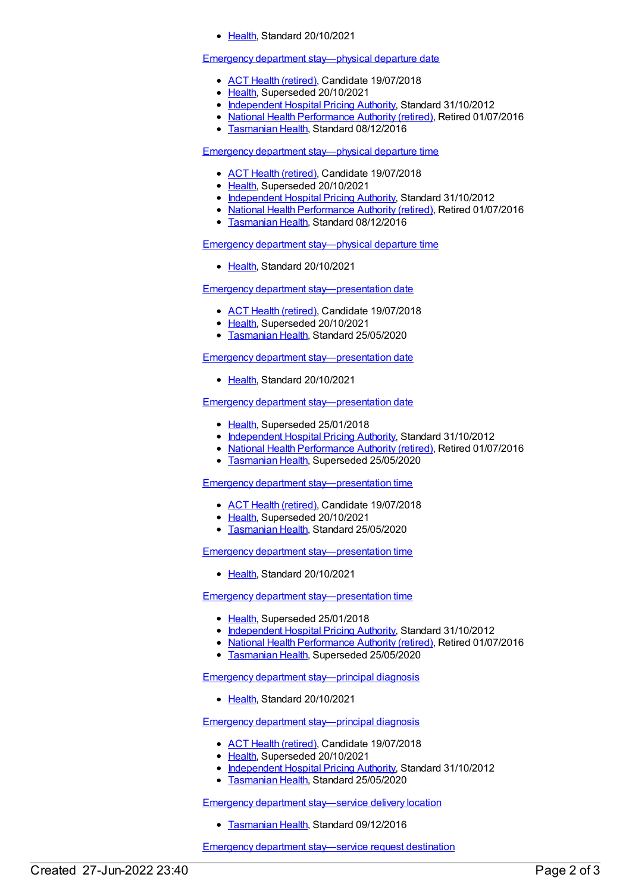- Health, Standard 20/10/2021

Emergency department stay—physical departure date

- ACT Health (retired), Candidate 19/07/2018
- Health, Superseded 20/10/2021
- Independent Hospital Pricing Authority, Standard 31/10/2012
- National Health Performance Authority (retired), Retired 01/07/2016
- Tasmanian Health, Standard 08/12/2016

Emergency department stay—physical departure time

- ACT Health (retired), Candidate 19/07/2018
- Health, Superseded 20/10/2021
- Independent Hospital Pricing Authority, Standard 31/10/2012
- National Health Performance Authority (retired), Retired 01/07/2016
- Tasmanian Health, Standard 08/12/2016

Emergency department stay—physical departure time

- Health, Standard 20/10/2021

Emergency department stay—presentation date

- ACT Health (retired), Candidate 19/07/2018
- Health, Superseded 20/10/2021
- Tasmanian Health, Standard 25/05/2020

Emergency department stay—presentation date

- Health, Standard 20/10/2021

Emergency department stay—presentation date

- Health, Superseded 25/01/2018
- Independent Hospital Pricing Authority, Standard 31/10/2012
- National Health Performance Authority (retired), Retired 01/07/2016
- Tasmanian Health, Superseded 25/05/2020

Emergency department stay—presentation time

- ACT Health (retired), Candidate 19/07/2018
- Health, Superseded 20/10/2021
- Tasmanian Health, Standard 25/05/2020

Emergency department stay—presentation time

- Health, Standard 20/10/2021

Emergency department stay—presentation time

- Health, Superseded 25/01/2018
- Independent Hospital Pricing Authority, Standard 31/10/2012
- National Health Performance Authority (retired), Retired 01/07/2016
- Tasmanian Health, Superseded 25/05/2020

Emergency department stay—principal diagnosis

- Health, Standard 20/10/2021

Emergency department stay—principal diagnosis

- ACT Health (retired), Candidate 19/07/2018
- Health, Superseded 20/10/2021
- Independent Hospital Pricing Authority, Standard 31/10/2012
- Tasmanian Health, Standard 25/05/2020

Emergency department stay—service delivery location

- Tasmanian Health, Standard 09/12/2016

Emergency department stay—service request destination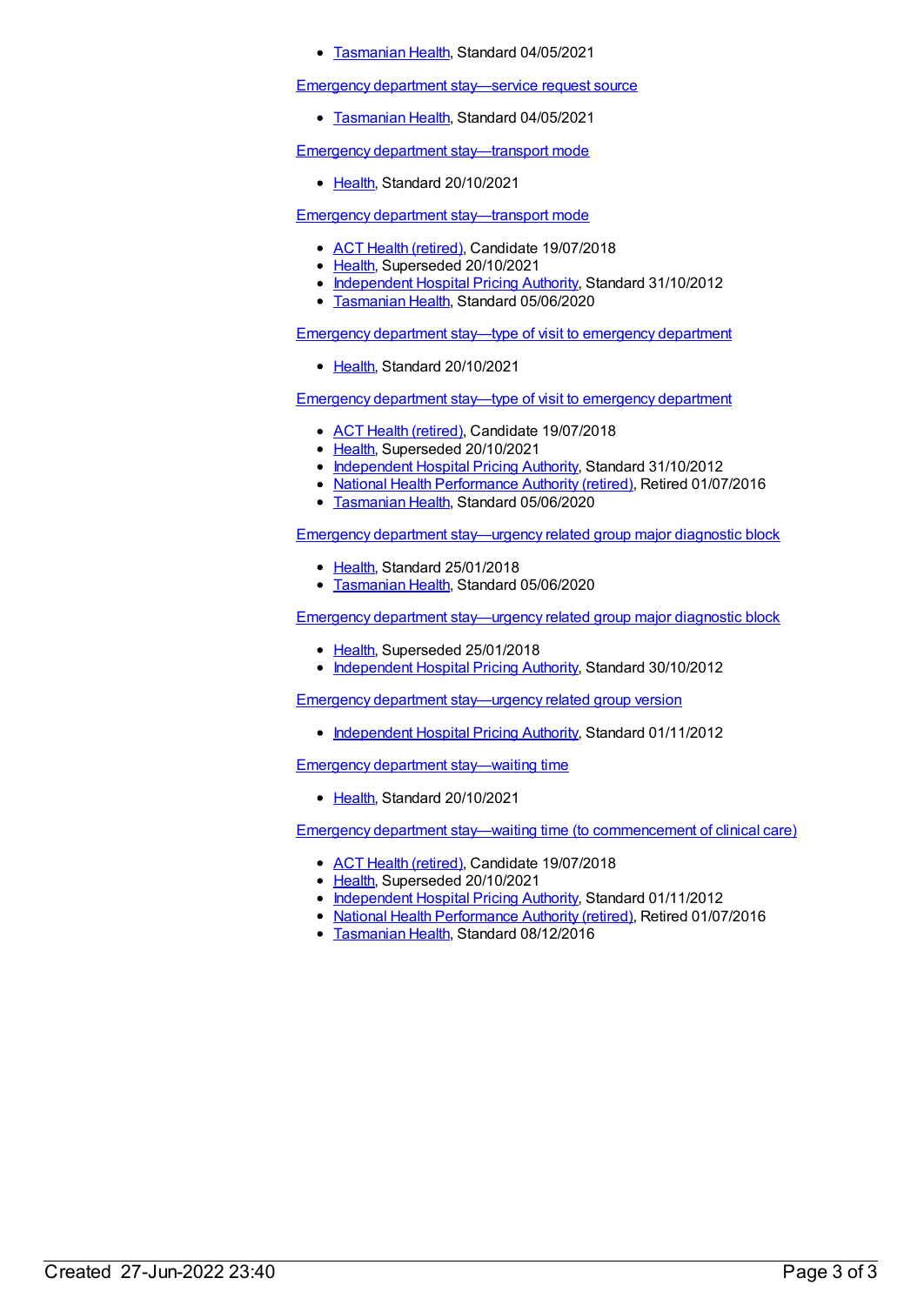- Tasmanian Health, Standard 04/05/2021

Emergency department stay—service request source

- Tasmanian Health, Standard 04/05/2021

Emergency department stay—transport mode

- Health, Standard 20/10/2021

Emergency department stay—transport mode

- ACT Health (retired), Candidate 19/07/2018
- Health, Superseded 20/10/2021
- Independent Hospital Pricing Authority, Standard 31/10/2012
- Tasmanian Health, Standard 05/06/2020

Emergency department stay—type of visit to emergency department

- Health, Standard 20/10/2021

Emergency department stay—type of visit to emergency department

- ACT Health (retired), Candidate 19/07/2018
- Health, Superseded 20/10/2021
- Independent Hospital Pricing Authority, Standard 31/10/2012
- National Health Performance Authority (retired), Retired 01/07/2016
- Tasmanian Health, Standard 05/06/2020

Emergency department stay—urgency related group major diagnostic block

- Health, Standard 25/01/2018
- Tasmanian Health, Standard 05/06/2020

Emergency department stay—urgency related group major diagnostic block

- Health, Superseded 25/01/2018
- Independent Hospital Pricing Authority, Standard 30/10/2012

Emergency department stay—urgency related group version

- Independent Hospital Pricing Authority, Standard 01/11/2012

Emergency department stay—waiting time

- Health, Standard 20/10/2021

Emergency department stay—waiting time (to commencement of clinical care)

- ACT Health (retired), Candidate 19/07/2018
- Health, Superseded 20/10/2021
- Independent Hospital Pricing Authority, Standard 01/11/2012
- National Health Performance Authority (retired), Retired 01/07/2016
- Tasmanian Health, Standard 08/12/2016